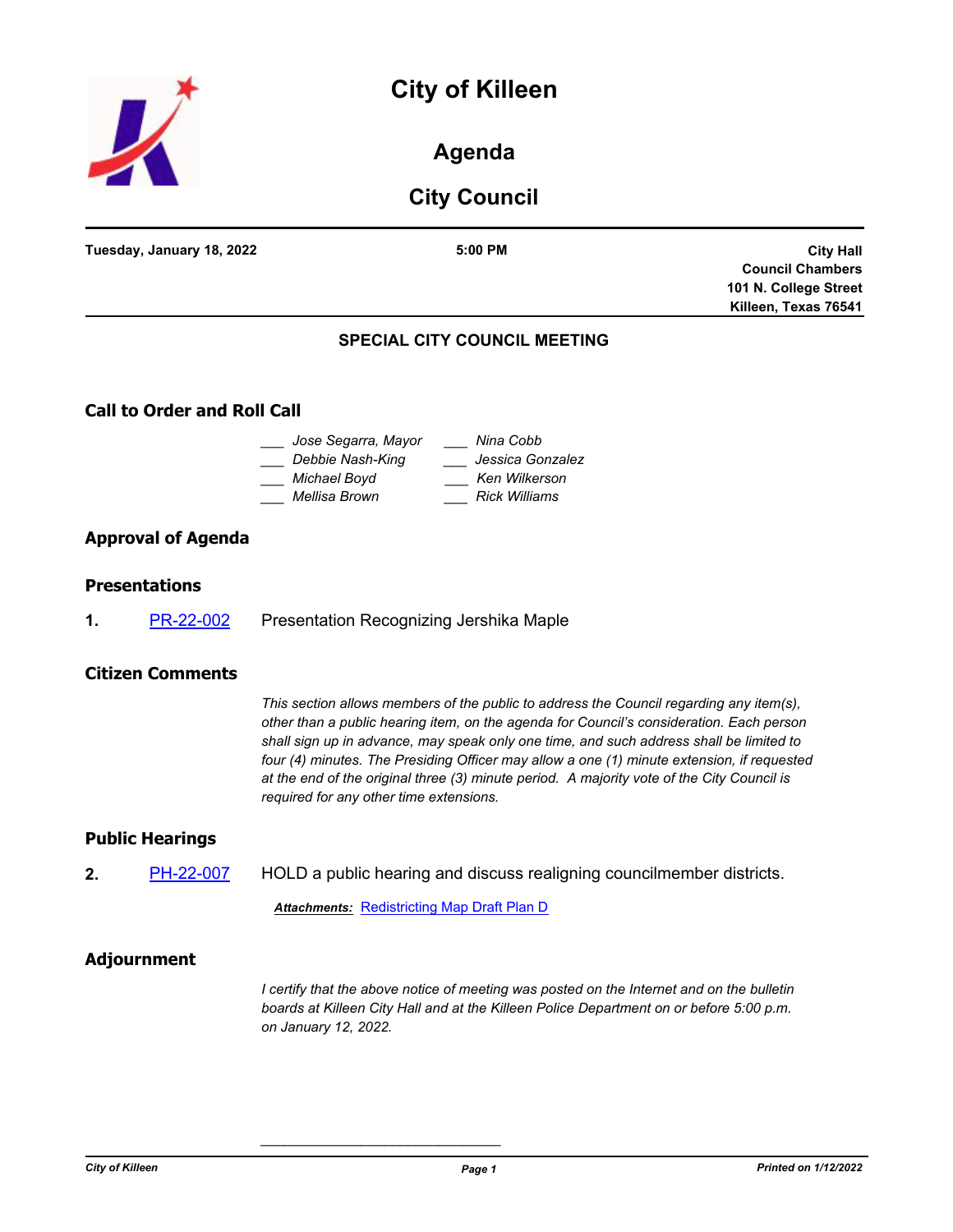# City of Killeen

## Agenda

## City Council

**Tuesday, January 18, 2022** | **5:00 PM** | **City Hall Council Chambers 101 N. College Street Killeen, Texas 76541**

### SPECIAL CITY COUNCIL MEETING

## Call to Order and Roll Call

___ *Jose Segarra, Mayor*
___ *Debbie Nash-King*
___ *Michael Boyd*
___ *Mellisa Brown*
___ *Nina Cobb*
___ *Jessica Gonzalez*
___ *Ken Wilkerson*
___ *Rick Williams*

## Approval of Agenda

## Presentations

**1.** PR-22-002 Presentation Recognizing Jershika Maple

## Citizen Comments

*This section allows members of the public to address the Council regarding any item(s), other than a public hearing item, on the agenda for Council's consideration. Each person shall sign up in advance, may speak only one time, and such address shall be limited to four (4) minutes. The Presiding Officer may allow a one (1) minute extension, if requested at the end of the original three (3) minute period. A majority vote of the City Council is required for any other time extensions.*

## Public Hearings

**2.** PH-22-007 HOLD a public hearing and discuss realigning councilmember districts.

***Attachments:*** Redistricting Map Draft Plan D

## Adjournment

*I certify that the above notice of meeting was posted on the Internet and on the bulletin boards at Killeen City Hall and at the Killeen Police Department on or before 5:00 p.m. on January 12, 2022.*

_______________________________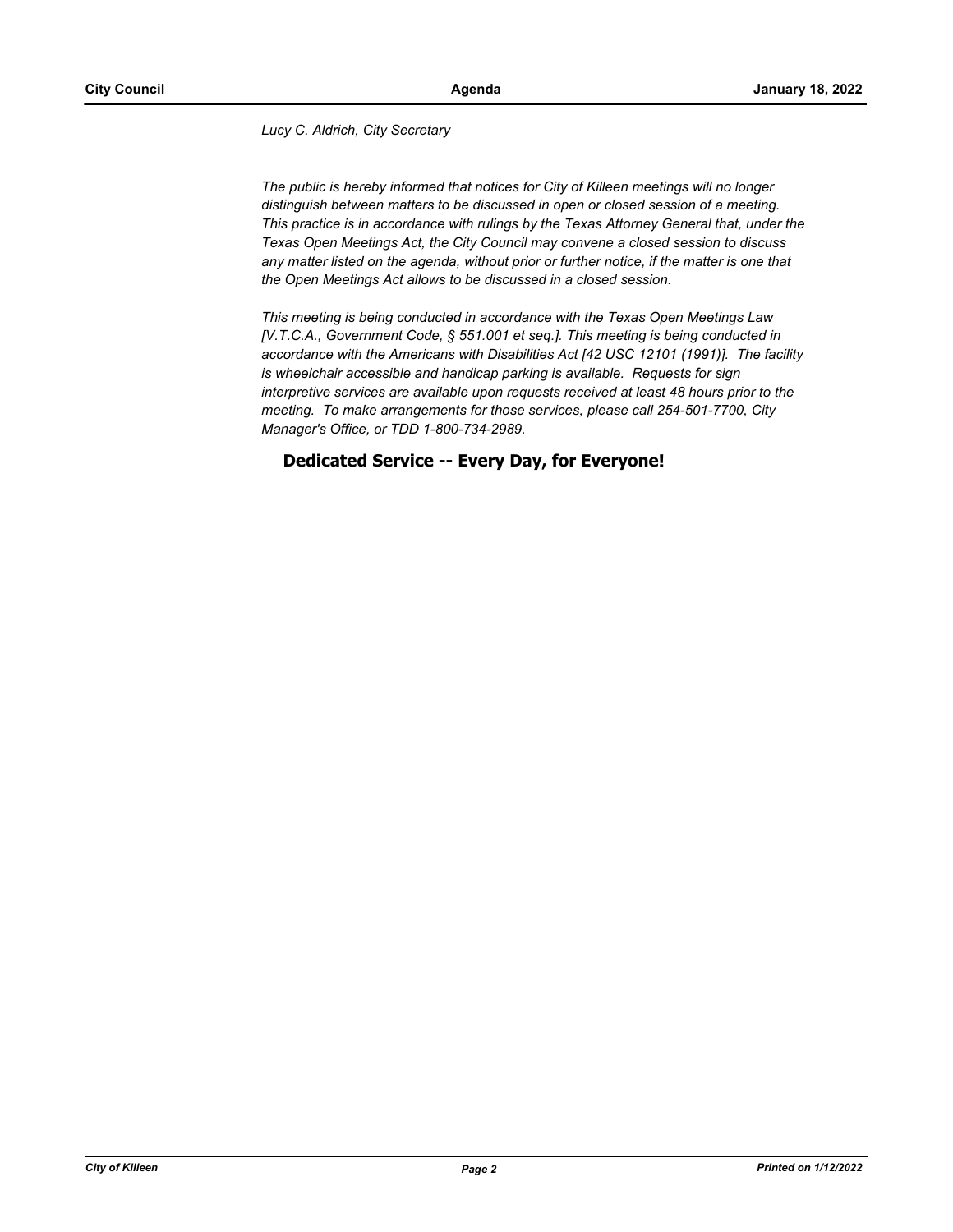*Lucy C. Aldrich, City Secretary*

*The public is hereby informed that notices for City of Killeen meetings will no longer distinguish between matters to be discussed in open or closed session of a meeting. This practice is in accordance with rulings by the Texas Attorney General that, under the Texas Open Meetings Act, the City Council may convene a closed session to discuss any matter listed on the agenda, without prior or further notice, if the matter is one that the Open Meetings Act allows to be discussed in a closed session.*

*This meeting is being conducted in accordance with the Texas Open Meetings Law [V.T.C.A., Government Code, § 551.001 et seq.]. This meeting is being conducted in accordance with the Americans with Disabilities Act [42 USC 12101 (1991)]. The facility is wheelchair accessible and handicap parking is available. Requests for sign interpretive services are available upon requests received at least 48 hours prior to the meeting. To make arrangements for those services, please call 254-501-7700, City Manager's Office, or TDD 1-800-734-2989.*

**Dedicated Service -- Every Day, for Everyone!**